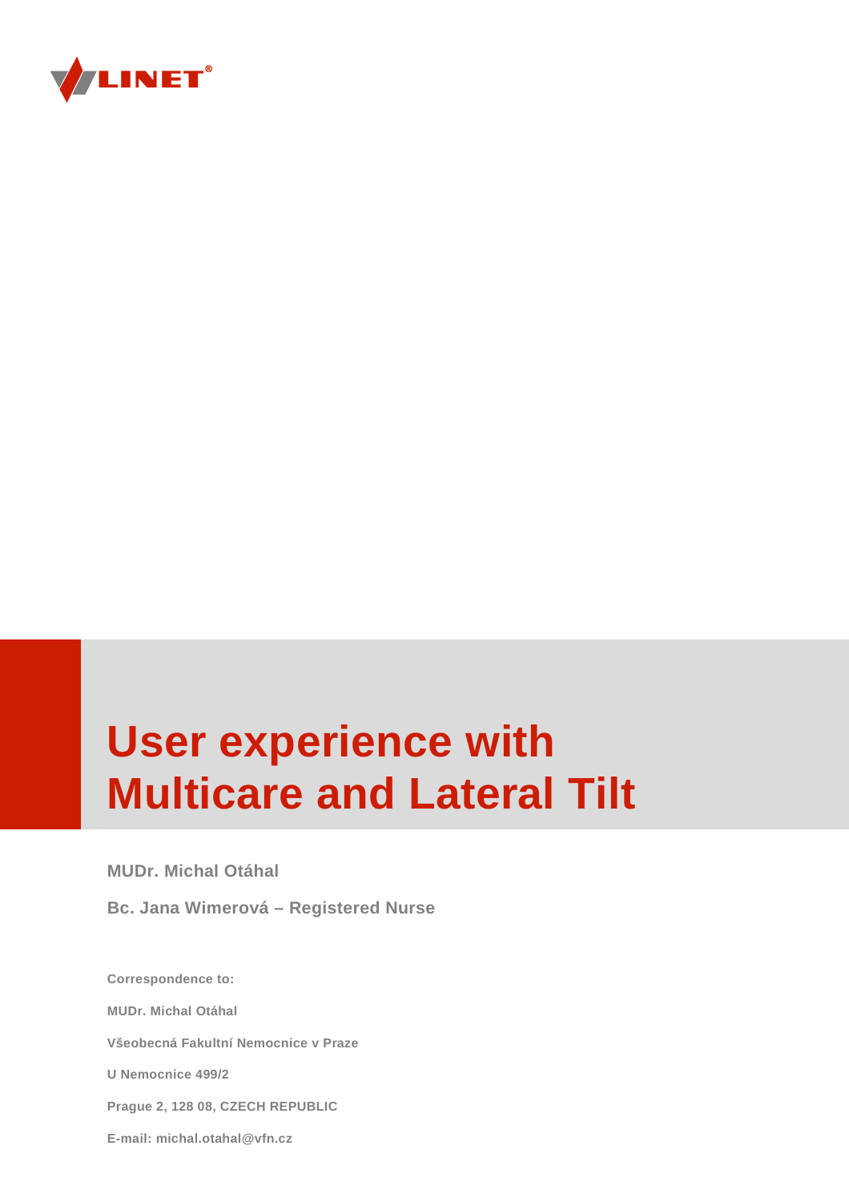LINET®

# User experience with Multicare and Lateral Tilt

**MUDr. Michal Otáhal**

**Bc. Jana Wimerová – Registered Nurse**

**Correspondence to:**

**MUDr. Michal Otáhal**

**Všeobecná Fakultní Nemocnice v Praze**

**U Nemocnice 499/2**

**Prague 2, 128 08, CZECH REPUBLIC**

**E-mail: michal.otahal@vfn.cz**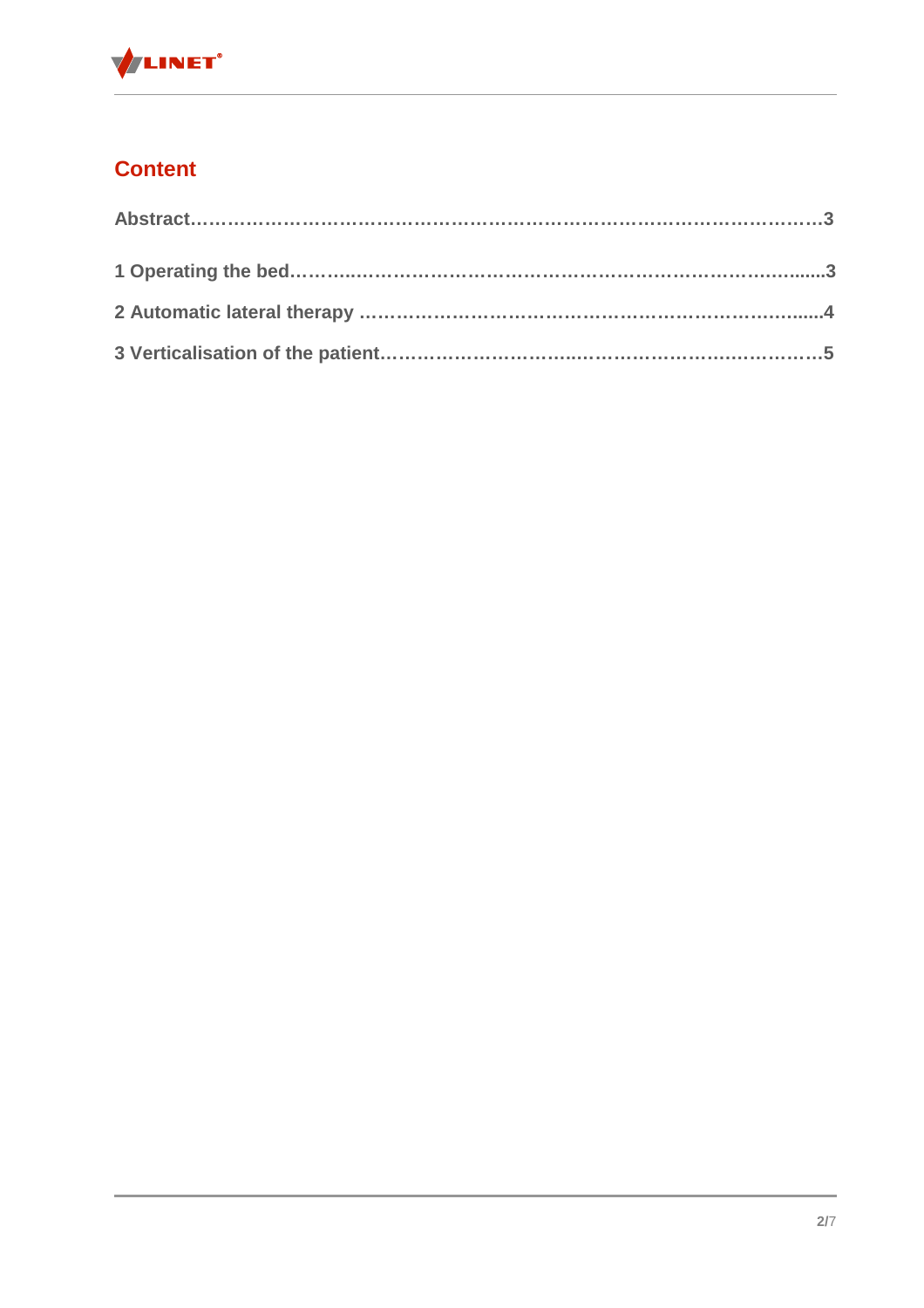## Content

**Abstract……………………………………………………………………………………3**

**1 Operating the bed………..……………………………………………………..….....3**

**2 Automatic lateral therapy ………………………………………………………......4**

**3 Verticalisation of the patient…………………………..……………………..………5**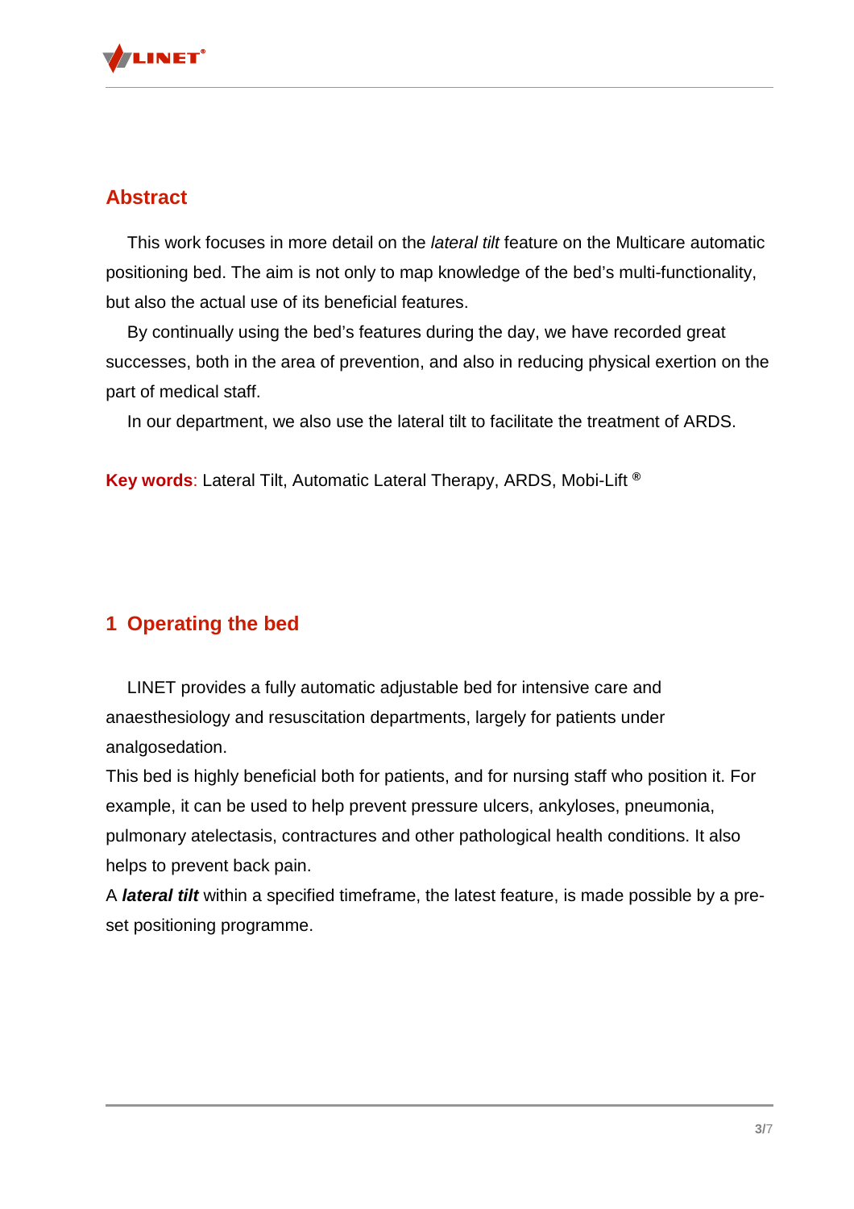## Abstract

This work focuses in more detail on the *lateral tilt* feature on the Multicare automatic positioning bed. The aim is not only to map knowledge of the bed's multi-functionality, but also the actual use of its beneficial features.

By continually using the bed's features during the day, we have recorded great successes, both in the area of prevention, and also in reducing physical exertion on the part of medical staff.

In our department, we also use the lateral tilt to facilitate the treatment of ARDS.

**Key words**: Lateral Tilt, Automatic Lateral Therapy, ARDS, Mobi-Lift ®

## 1 Operating the bed

LINET provides a fully automatic adjustable bed for intensive care and anaesthesiology and resuscitation departments, largely for patients under analgosedation.

This bed is highly beneficial both for patients, and for nursing staff who position it. For example, it can be used to help prevent pressure ulcers, ankyloses, pneumonia, pulmonary atelectasis, contractures and other pathological health conditions. It also helps to prevent back pain.

A ***lateral tilt*** within a specified timeframe, the latest feature, is made possible by a pre-set positioning programme.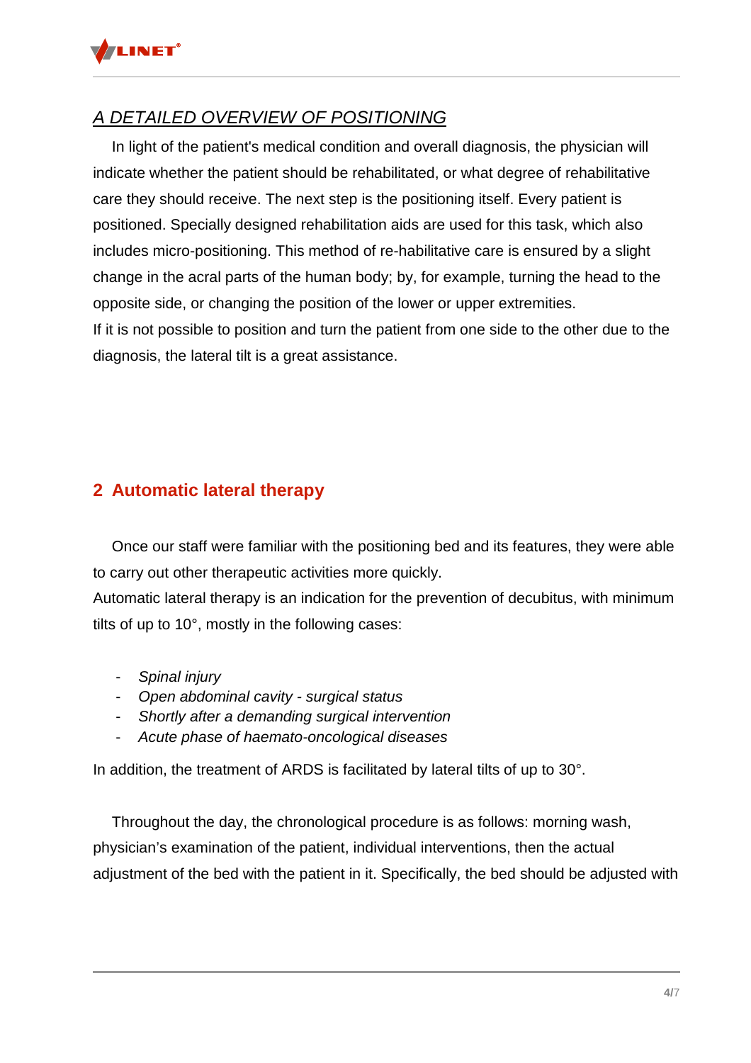*A DETAILED OVERVIEW OF POSITIONING*

In light of the patient's medical condition and overall diagnosis, the physician will indicate whether the patient should be rehabilitated, or what degree of rehabilitative care they should receive. The next step is the positioning itself. Every patient is positioned. Specially designed rehabilitation aids are used for this task, which also includes micro-positioning. This method of re-habilitative care is ensured by a slight change in the acral parts of the human body; by, for example, turning the head to the opposite side, or changing the position of the lower or upper extremities.
If it is not possible to position and turn the patient from one side to the other due to the diagnosis, the lateral tilt is a great assistance.

## 2 Automatic lateral therapy

Once our staff were familiar with the positioning bed and its features, they were able to carry out other therapeutic activities more quickly.
Automatic lateral therapy is an indication for the prevention of decubitus, with minimum tilts of up to 10°, mostly in the following cases:

- *Spinal injury*
- *Open abdominal cavity - surgical status*
- *Shortly after a demanding surgical intervention*
- *Acute phase of haemato-oncological diseases*

In addition, the treatment of ARDS is facilitated by lateral tilts of up to 30°.

Throughout the day, the chronological procedure is as follows: morning wash, physician's examination of the patient, individual interventions, then the actual adjustment of the bed with the patient in it. Specifically, the bed should be adjusted with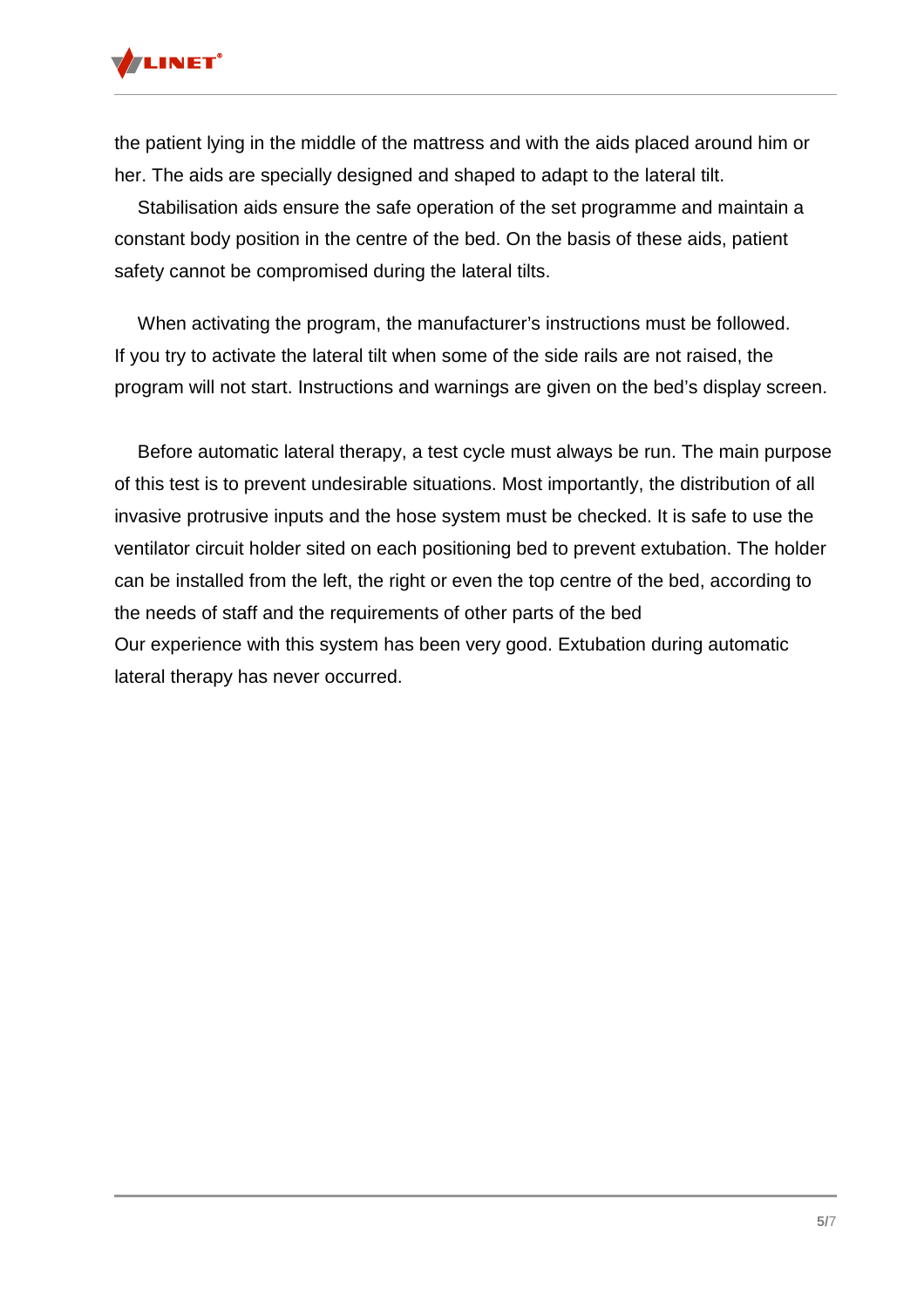the patient lying in the middle of the mattress and with the aids placed around him or her. The aids are specially designed and shaped to adapt to the lateral tilt.

Stabilisation aids ensure the safe operation of the set programme and maintain a constant body position in the centre of the bed. On the basis of these aids, patient safety cannot be compromised during the lateral tilts.

When activating the program, the manufacturer's instructions must be followed. If you try to activate the lateral tilt when some of the side rails are not raised, the program will not start. Instructions and warnings are given on the bed's display screen.

Before automatic lateral therapy, a test cycle must always be run. The main purpose of this test is to prevent undesirable situations. Most importantly, the distribution of all invasive protrusive inputs and the hose system must be checked. It is safe to use the ventilator circuit holder sited on each positioning bed to prevent extubation. The holder can be installed from the left, the right or even the top centre of the bed, according to the needs of staff and the requirements of other parts of the bed

Our experience with this system has been very good. Extubation during automatic lateral therapy has never occurred.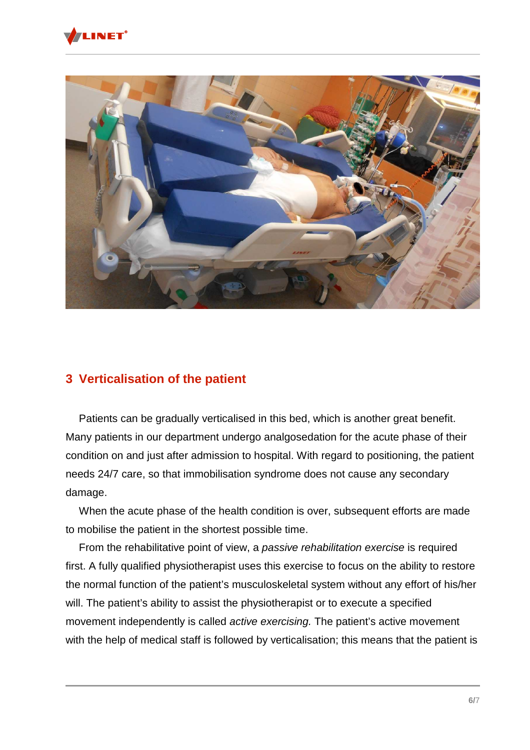## 3 Verticalisation of the patient

Patients can be gradually verticalised in this bed, which is another great benefit. Many patients in our department undergo analgosedation for the acute phase of their condition on and just after admission to hospital. With regard to positioning, the patient needs 24/7 care, so that immobilisation syndrome does not cause any secondary damage.

When the acute phase of the health condition is over, subsequent efforts are made to mobilise the patient in the shortest possible time.

From the rehabilitative point of view, a *passive rehabilitation exercise* is required first. A fully qualified physiotherapist uses this exercise to focus on the ability to restore the normal function of the patient's musculoskeletal system without any effort of his/her will. The patient's ability to assist the physiotherapist or to execute a specified movement independently is called *active exercising.* The patient's active movement with the help of medical staff is followed by verticalisation; this means that the patient is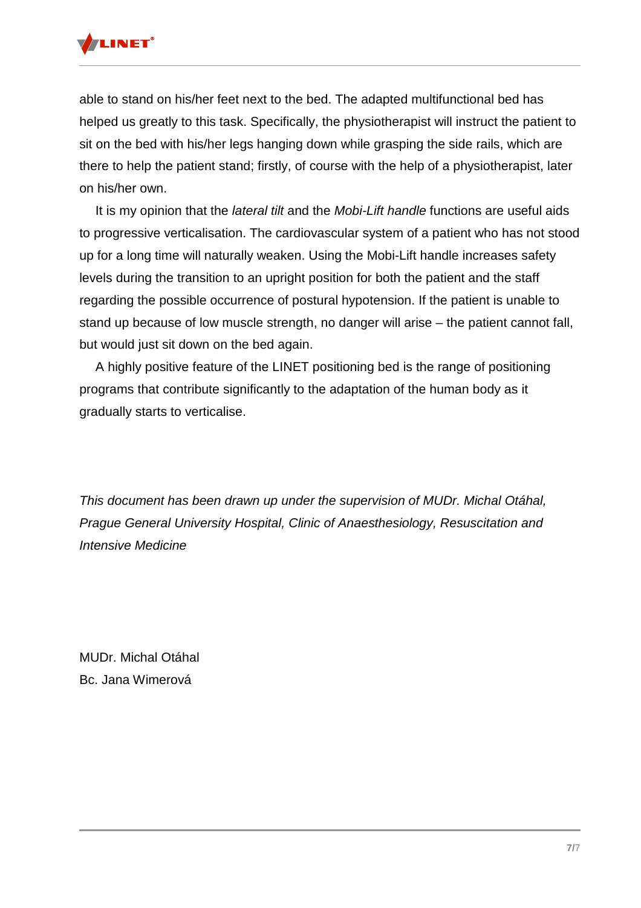able to stand on his/her feet next to the bed. The adapted multifunctional bed has helped us greatly to this task. Specifically, the physiotherapist will instruct the patient to sit on the bed with his/her legs hanging down while grasping the side rails, which are there to help the patient stand; firstly, of course with the help of a physiotherapist, later on his/her own.

It is my opinion that the *lateral tilt* and the *Mobi-Lift handle* functions are useful aids to progressive verticalisation. The cardiovascular system of a patient who has not stood up for a long time will naturally weaken. Using the Mobi-Lift handle increases safety levels during the transition to an upright position for both the patient and the staff regarding the possible occurrence of postural hypotension. If the patient is unable to stand up because of low muscle strength, no danger will arise – the patient cannot fall, but would just sit down on the bed again.

A highly positive feature of the LINET positioning bed is the range of positioning programs that contribute significantly to the adaptation of the human body as it gradually starts to verticalise.

*This document has been drawn up under the supervision of MUDr. Michal Otáhal, Prague General University Hospital, Clinic of Anaesthesiology, Resuscitation and Intensive Medicine*

MUDr. Michal Otáhal
Bc. Jana Wimerová